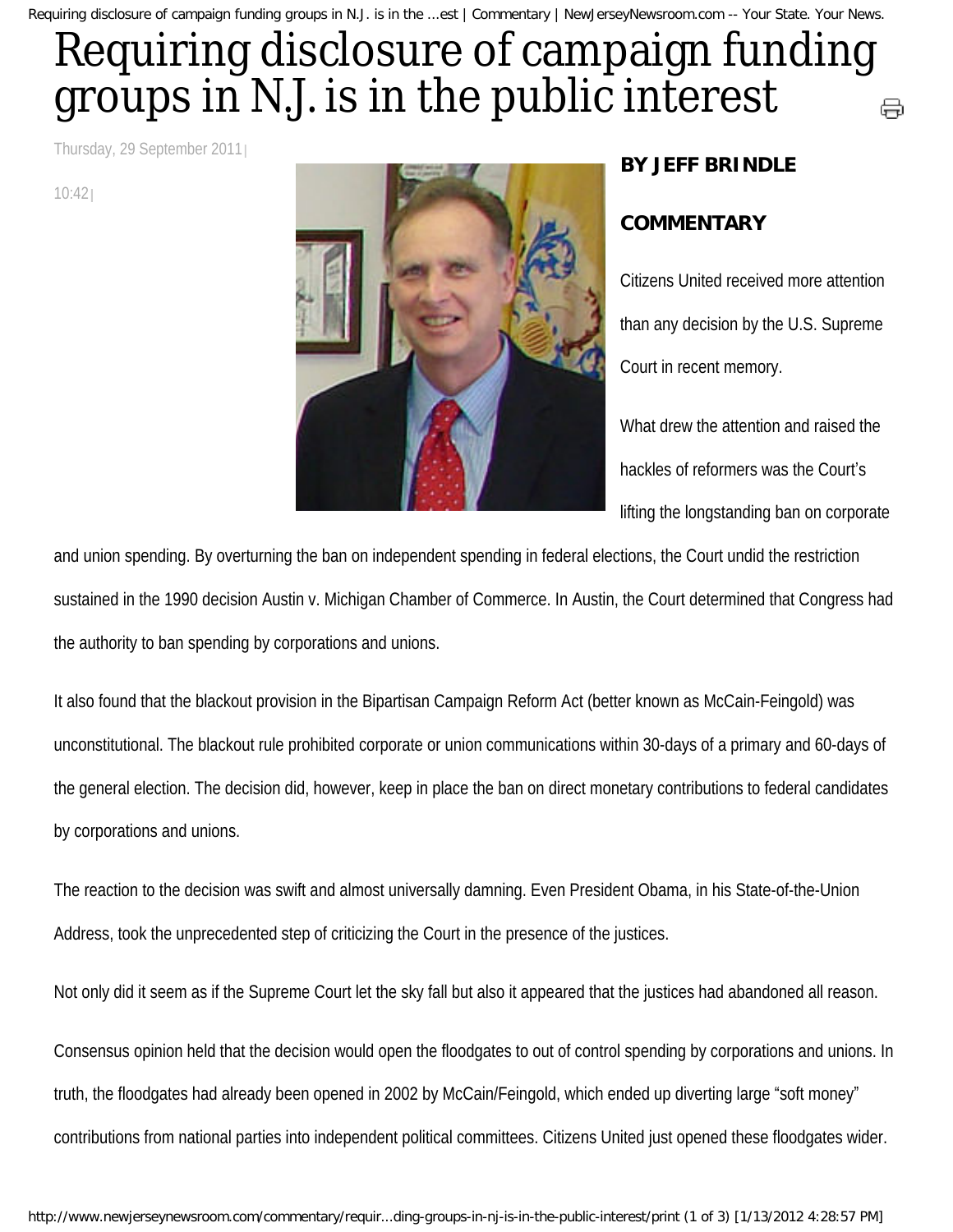# Requiring disclosure of campaign funding groups in N.J. is in the public interest

Thursday, 29 September 2011 | 10:42 |

**BY JEFF BRINDLE**

**COMMENTARY**

Citizens United received more attention than any decision by the U.S. Supreme Court in recent memory.

What drew the attention and raised the hackles of reformers was the Court's lifting the longstanding ban on corporate and union spending. By overturning the ban on independent spending in federal elections, the Court undid the restriction sustained in the 1990 decision Austin v. Michigan Chamber of Commerce. In Austin, the Court determined that Congress had the authority to ban spending by corporations and unions.

It also found that the blackout provision in the Bipartisan Campaign Reform Act (better known as McCain-Feingold) was unconstitutional. The blackout rule prohibited corporate or union communications within 30-days of a primary and 60-days of the general election. The decision did, however, keep in place the ban on direct monetary contributions to federal candidates by corporations and unions.

The reaction to the decision was swift and almost universally damning. Even President Obama, in his State-of-the-Union Address, took the unprecedented step of criticizing the Court in the presence of the justices.

Not only did it seem as if the Supreme Court let the sky fall but also it appeared that the justices had abandoned all reason.

Consensus opinion held that the decision would open the floodgates to out of control spending by corporations and unions. In truth, the floodgates had already been opened in 2002 by McCain/Feingold, which ended up diverting large "soft money" contributions from national parties into independent political committees. Citizens United just opened these floodgates wider.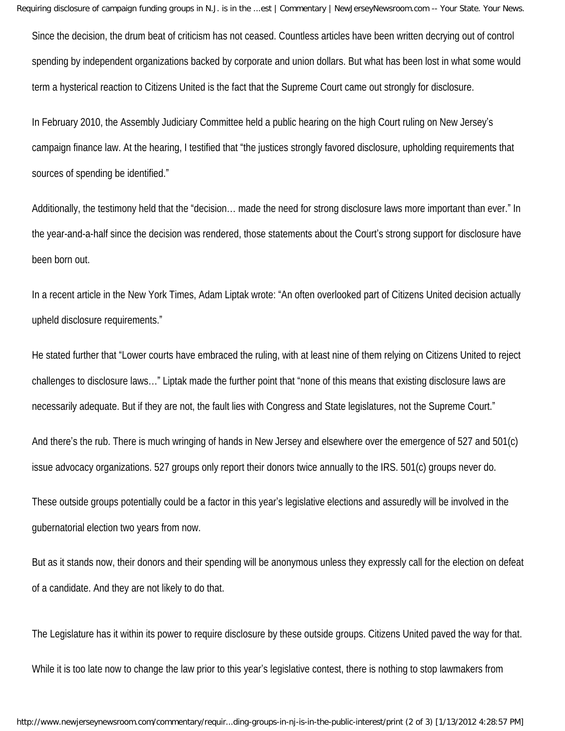Since the decision, the drum beat of criticism has not ceased. Countless articles have been written decrying out of control spending by independent organizations backed by corporate and union dollars. But what has been lost in what some would term a hysterical reaction to Citizens United is the fact that the Supreme Court came out strongly for disclosure.

In February 2010, the Assembly Judiciary Committee held a public hearing on the high Court ruling on New Jersey's campaign finance law. At the hearing, I testified that "the justices strongly favored disclosure, upholding requirements that sources of spending be identified."

Additionally, the testimony held that the "decision… made the need for strong disclosure laws more important than ever." In the year-and-a-half since the decision was rendered, those statements about the Court's strong support for disclosure have been born out.

In a recent article in the New York Times, Adam Liptak wrote: "An often overlooked part of Citizens United decision actually upheld disclosure requirements."

He stated further that "Lower courts have embraced the ruling, with at least nine of them relying on Citizens United to reject challenges to disclosure laws…" Liptak made the further point that "none of this means that existing disclosure laws are necessarily adequate. But if they are not, the fault lies with Congress and State legislatures, not the Supreme Court."

And there's the rub. There is much wringing of hands in New Jersey and elsewhere over the emergence of 527 and 501(c) issue advocacy organizations. 527 groups only report their donors twice annually to the IRS. 501(c) groups never do.

These outside groups potentially could be a factor in this year's legislative elections and assuredly will be involved in the gubernatorial election two years from now.

But as it stands now, their donors and their spending will be anonymous unless they expressly call for the election on defeat of a candidate. And they are not likely to do that.

The Legislature has it within its power to require disclosure by these outside groups. Citizens United paved the way for that.

While it is too late now to change the law prior to this year's legislative contest, there is nothing to stop lawmakers from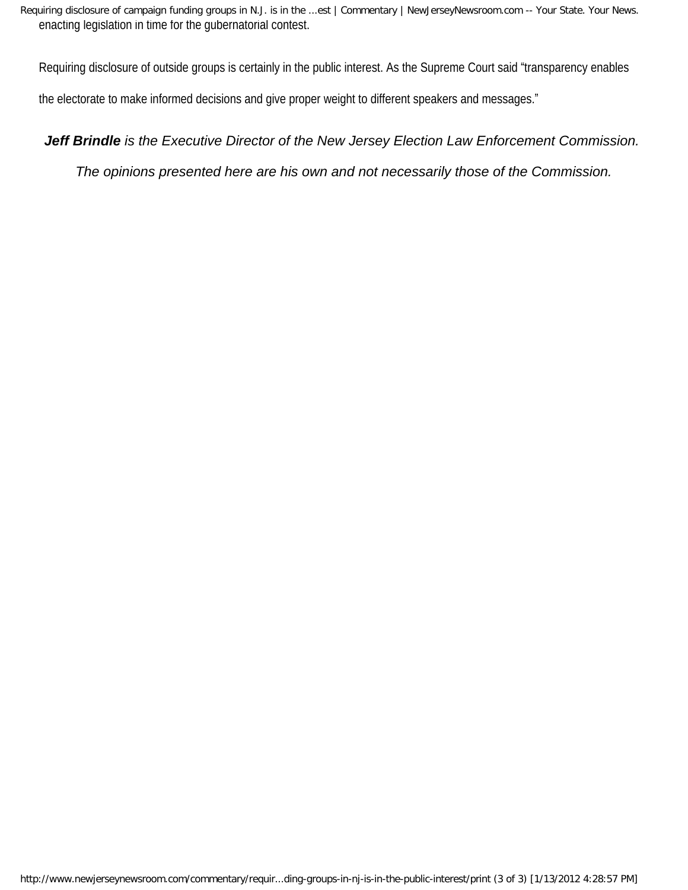enacting legislation in time for the gubernatorial contest.

Requiring disclosure of outside groups is certainly in the public interest. As the Supreme Court said "transparency enables the electorate to make informed decisions and give proper weight to different speakers and messages."

***Jeff Brindle** is the Executive Director of the New Jersey Election Law Enforcement Commission. The opinions presented here are his own and not necessarily those of the Commission.*